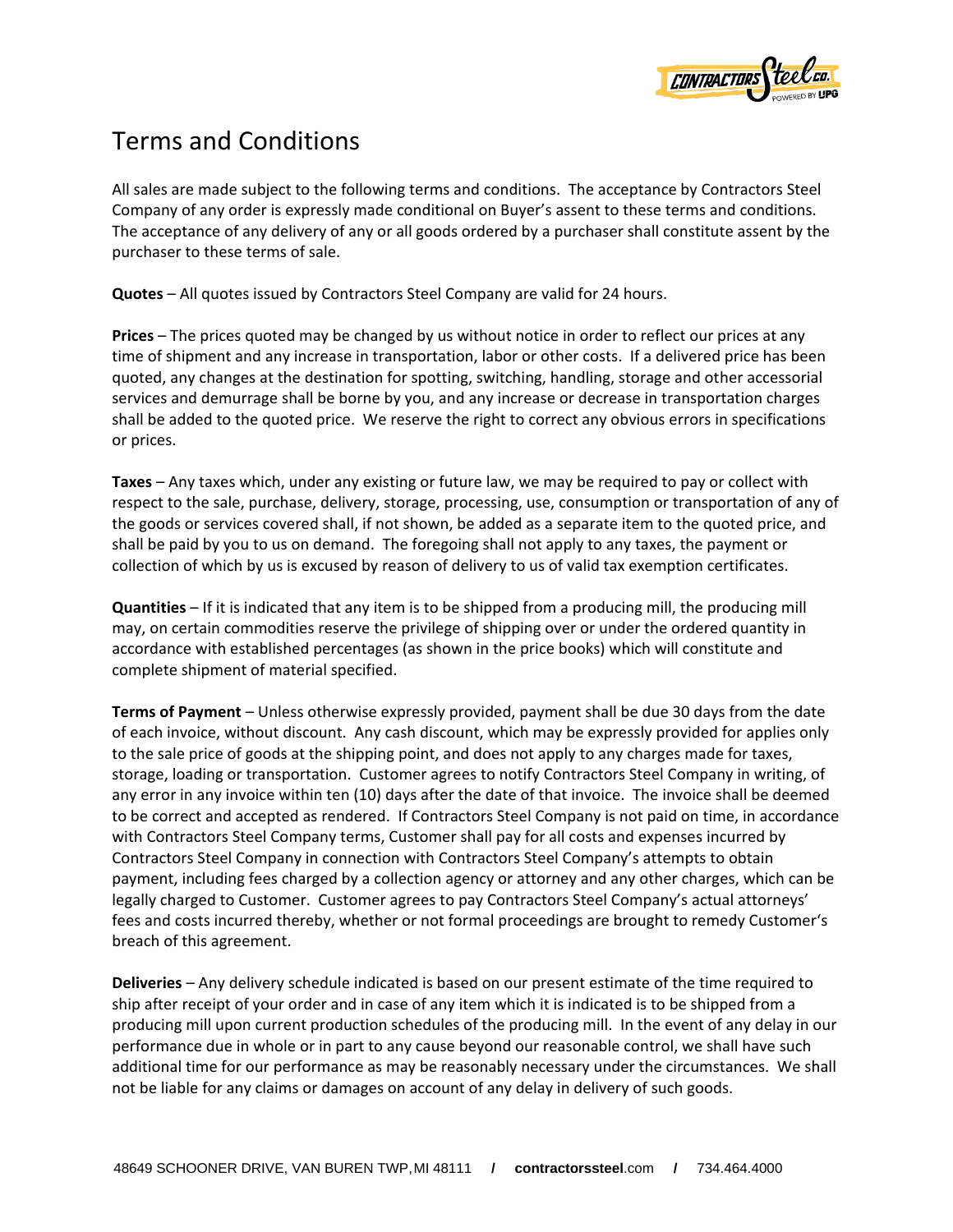# Terms and Conditions

All sales are made subject to the following terms and conditions. The acceptance by Contractors Steel Company of any order is expressly made conditional on Buyer's assent to these terms and conditions. The acceptance of any delivery of any or all goods ordered by a purchaser shall constitute assent by the purchaser to these terms of sale.

**Quotes** – All quotes issued by Contractors Steel Company are valid for 24 hours.

**Prices** – The prices quoted may be changed by us without notice in order to reflect our prices at any time of shipment and any increase in transportation, labor or other costs. If a delivered price has been quoted, any changes at the destination for spotting, switching, handling, storage and other accessorial services and demurrage shall be borne by you, and any increase or decrease in transportation charges shall be added to the quoted price. We reserve the right to correct any obvious errors in specifications or prices.

**Taxes** – Any taxes which, under any existing or future law, we may be required to pay or collect with respect to the sale, purchase, delivery, storage, processing, use, consumption or transportation of any of the goods or services covered shall, if not shown, be added as a separate item to the quoted price, and shall be paid by you to us on demand. The foregoing shall not apply to any taxes, the payment or collection of which by us is excused by reason of delivery to us of valid tax exemption certificates.

**Quantities** – If it is indicated that any item is to be shipped from a producing mill, the producing mill may, on certain commodities reserve the privilege of shipping over or under the ordered quantity in accordance with established percentages (as shown in the price books) which will constitute and complete shipment of material specified.

**Terms of Payment** – Unless otherwise expressly provided, payment shall be due 30 days from the date of each invoice, without discount. Any cash discount, which may be expressly provided for applies only to the sale price of goods at the shipping point, and does not apply to any charges made for taxes, storage, loading or transportation. Customer agrees to notify Contractors Steel Company in writing, of any error in any invoice within ten (10) days after the date of that invoice. The invoice shall be deemed to be correct and accepted as rendered. If Contractors Steel Company is not paid on time, in accordance with Contractors Steel Company terms, Customer shall pay for all costs and expenses incurred by Contractors Steel Company in connection with Contractors Steel Company's attempts to obtain payment, including fees charged by a collection agency or attorney and any other charges, which can be legally charged to Customer. Customer agrees to pay Contractors Steel Company's actual attorneys' fees and costs incurred thereby, whether or not formal proceedings are brought to remedy Customer's breach of this agreement.

**Deliveries** – Any delivery schedule indicated is based on our present estimate of the time required to ship after receipt of your order and in case of any item which it is indicated is to be shipped from a producing mill upon current production schedules of the producing mill. In the event of any delay in our performance due in whole or in part to any cause beyond our reasonable control, we shall have such additional time for our performance as may be reasonably necessary under the circumstances. We shall not be liable for any claims or damages on account of any delay in delivery of such goods.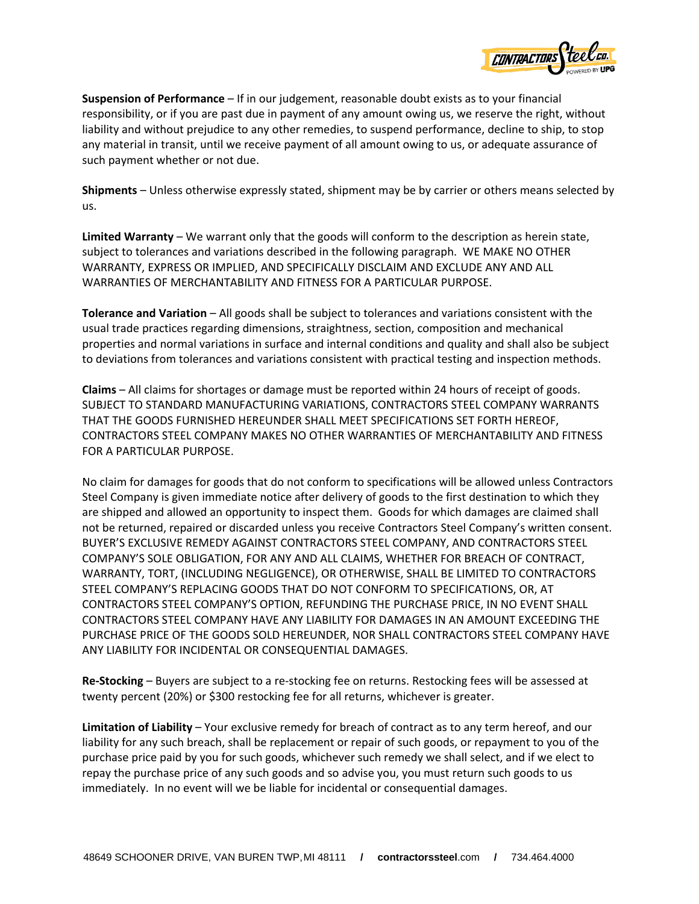**Suspension of Performance** – If in our judgement, reasonable doubt exists as to your financial responsibility, or if you are past due in payment of any amount owing us, we reserve the right, without liability and without prejudice to any other remedies, to suspend performance, decline to ship, to stop any material in transit, until we receive payment of all amount owing to us, or adequate assurance of such payment whether or not due.

**Shipments** – Unless otherwise expressly stated, shipment may be by carrier or others means selected by us.

**Limited Warranty** – We warrant only that the goods will conform to the description as herein state, subject to tolerances and variations described in the following paragraph. WE MAKE NO OTHER WARRANTY, EXPRESS OR IMPLIED, AND SPECIFICALLY DISCLAIM AND EXCLUDE ANY AND ALL WARRANTIES OF MERCHANTABILITY AND FITNESS FOR A PARTICULAR PURPOSE.

**Tolerance and Variation** – All goods shall be subject to tolerances and variations consistent with the usual trade practices regarding dimensions, straightness, section, composition and mechanical properties and normal variations in surface and internal conditions and quality and shall also be subject to deviations from tolerances and variations consistent with practical testing and inspection methods.

**Claims** – All claims for shortages or damage must be reported within 24 hours of receipt of goods. SUBJECT TO STANDARD MANUFACTURING VARIATIONS, CONTRACTORS STEEL COMPANY WARRANTS THAT THE GOODS FURNISHED HEREUNDER SHALL MEET SPECIFICATIONS SET FORTH HEREOF, CONTRACTORS STEEL COMPANY MAKES NO OTHER WARRANTIES OF MERCHANTABILITY AND FITNESS FOR A PARTICULAR PURPOSE.

No claim for damages for goods that do not conform to specifications will be allowed unless Contractors Steel Company is given immediate notice after delivery of goods to the first destination to which they are shipped and allowed an opportunity to inspect them. Goods for which damages are claimed shall not be returned, repaired or discarded unless you receive Contractors Steel Company's written consent. BUYER'S EXCLUSIVE REMEDY AGAINST CONTRACTORS STEEL COMPANY, AND CONTRACTORS STEEL COMPANY'S SOLE OBLIGATION, FOR ANY AND ALL CLAIMS, WHETHER FOR BREACH OF CONTRACT, WARRANTY, TORT, (INCLUDING NEGLIGENCE), OR OTHERWISE, SHALL BE LIMITED TO CONTRACTORS STEEL COMPANY'S REPLACING GOODS THAT DO NOT CONFORM TO SPECIFICATIONS, OR, AT CONTRACTORS STEEL COMPANY'S OPTION, REFUNDING THE PURCHASE PRICE, IN NO EVENT SHALL CONTRACTORS STEEL COMPANY HAVE ANY LIABILITY FOR DAMAGES IN AN AMOUNT EXCEEDING THE PURCHASE PRICE OF THE GOODS SOLD HEREUNDER, NOR SHALL CONTRACTORS STEEL COMPANY HAVE ANY LIABILITY FOR INCIDENTAL OR CONSEQUENTIAL DAMAGES.

**Re-Stocking** – Buyers are subject to a re-stocking fee on returns. Restocking fees will be assessed at twenty percent (20%) or $300 restocking fee for all returns, whichever is greater.

**Limitation of Liability** – Your exclusive remedy for breach of contract as to any term hereof, and our liability for any such breach, shall be replacement or repair of such goods, or repayment to you of the purchase price paid by you for such goods, whichever such remedy we shall select, and if we elect to repay the purchase price of any such goods and so advise you, you must return such goods to us immediately. In no event will we be liable for incidental or consequential damages.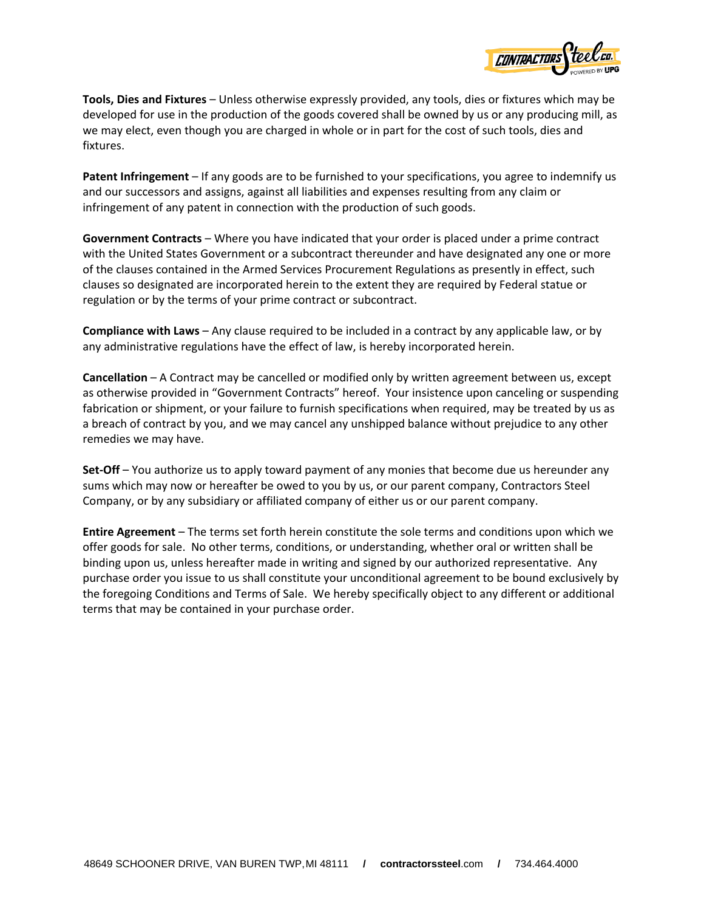**Tools, Dies and Fixtures** – Unless otherwise expressly provided, any tools, dies or fixtures which may be developed for use in the production of the goods covered shall be owned by us or any producing mill, as we may elect, even though you are charged in whole or in part for the cost of such tools, dies and fixtures.

**Patent Infringement** – If any goods are to be furnished to your specifications, you agree to indemnify us and our successors and assigns, against all liabilities and expenses resulting from any claim or infringement of any patent in connection with the production of such goods.

**Government Contracts** – Where you have indicated that your order is placed under a prime contract with the United States Government or a subcontract thereunder and have designated any one or more of the clauses contained in the Armed Services Procurement Regulations as presently in effect, such clauses so designated are incorporated herein to the extent they are required by Federal statue or regulation or by the terms of your prime contract or subcontract.

**Compliance with Laws** – Any clause required to be included in a contract by any applicable law, or by any administrative regulations have the effect of law, is hereby incorporated herein.

**Cancellation** – A Contract may be cancelled or modified only by written agreement between us, except as otherwise provided in "Government Contracts" hereof. Your insistence upon canceling or suspending fabrication or shipment, or your failure to furnish specifications when required, may be treated by us as a breach of contract by you, and we may cancel any unshipped balance without prejudice to any other remedies we may have.

**Set-Off** – You authorize us to apply toward payment of any monies that become due us hereunder any sums which may now or hereafter be owed to you by us, or our parent company, Contractors Steel Company, or by any subsidiary or affiliated company of either us or our parent company.

**Entire Agreement** – The terms set forth herein constitute the sole terms and conditions upon which we offer goods for sale. No other terms, conditions, or understanding, whether oral or written shall be binding upon us, unless hereafter made in writing and signed by our authorized representative. Any purchase order you issue to us shall constitute your unconditional agreement to be bound exclusively by the foregoing Conditions and Terms of Sale. We hereby specifically object to any different or additional terms that may be contained in your purchase order.